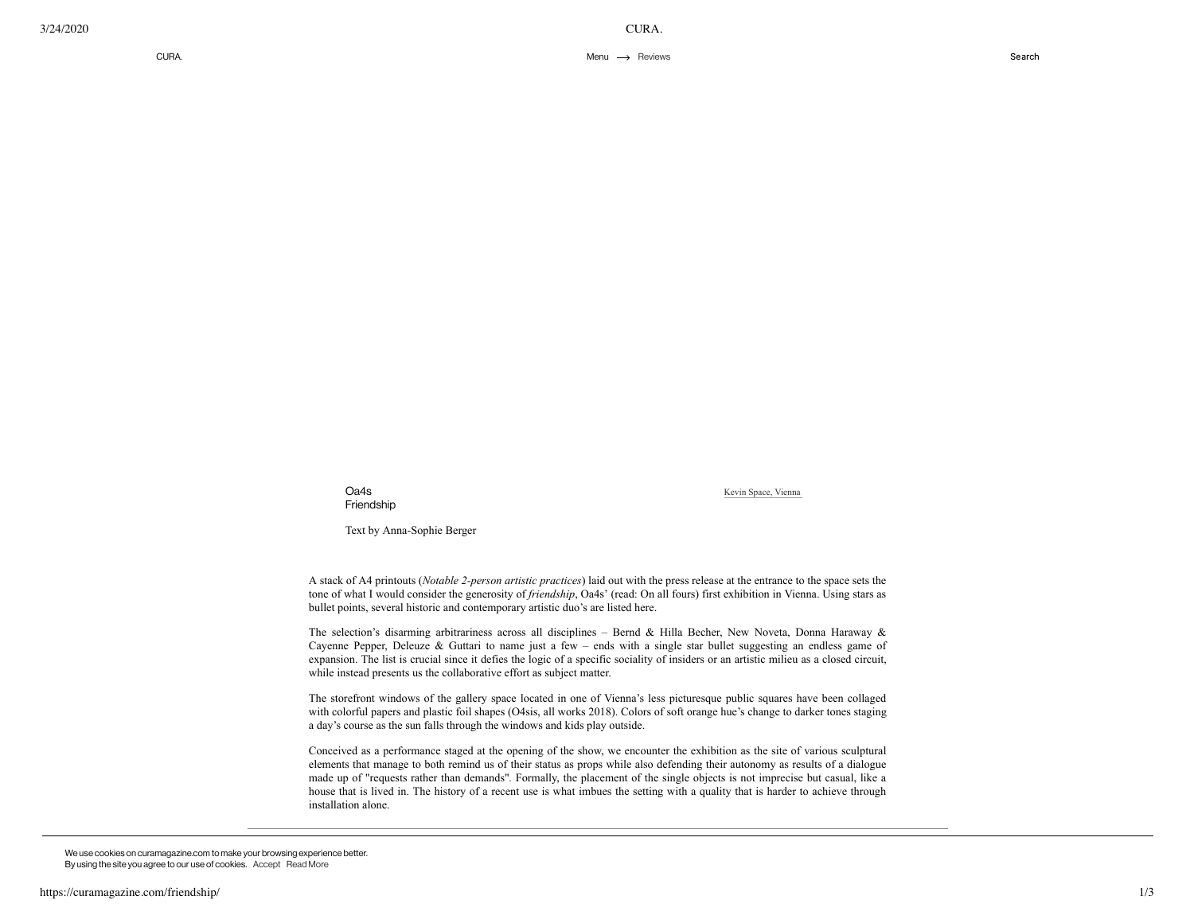# Oa4s
## Friendship

Kevin Space, Vienna

Text by Anna-Sophie Berger

A stack of A4 printouts (*Notable 2-person artistic practices*) laid out with the press release at the entrance to the space sets the tone of what I would consider the generosity of *friendship*, Oa4s' (read: On all fours) first exhibition in Vienna. Using stars as bullet points, several historic and contemporary artistic duo's are listed here.

The selection's disarming arbitrariness across all disciplines – Bernd & Hilla Becher, New Noveta, Donna Haraway & Cayenne Pepper, Deleuze & Guttari to name just a few – ends with a single star bullet suggesting an endless game of expansion. The list is crucial since it defies the logic of a specific sociality of insiders or an artistic milieu as a closed circuit, while instead presents us the collaborative effort as subject matter.

The storefront windows of the gallery space located in one of Vienna's less picturesque public squares have been collaged with colorful papers and plastic foil shapes (O4sis, all works 2018). Colors of soft orange hue's change to darker tones staging a day's course as the sun falls through the windows and kids play outside.

Conceived as a performance staged at the opening of the show, we encounter the exhibition as the site of various sculptural elements that manage to both remind us of their status as props while also defending their autonomy as results of a dialogue made up of "requests rather than demands". Formally, the placement of the single objects is not imprecise but casual, like a house that is lived in. The history of a recent use is what imbues the setting with a quality that is harder to achieve through installation alone.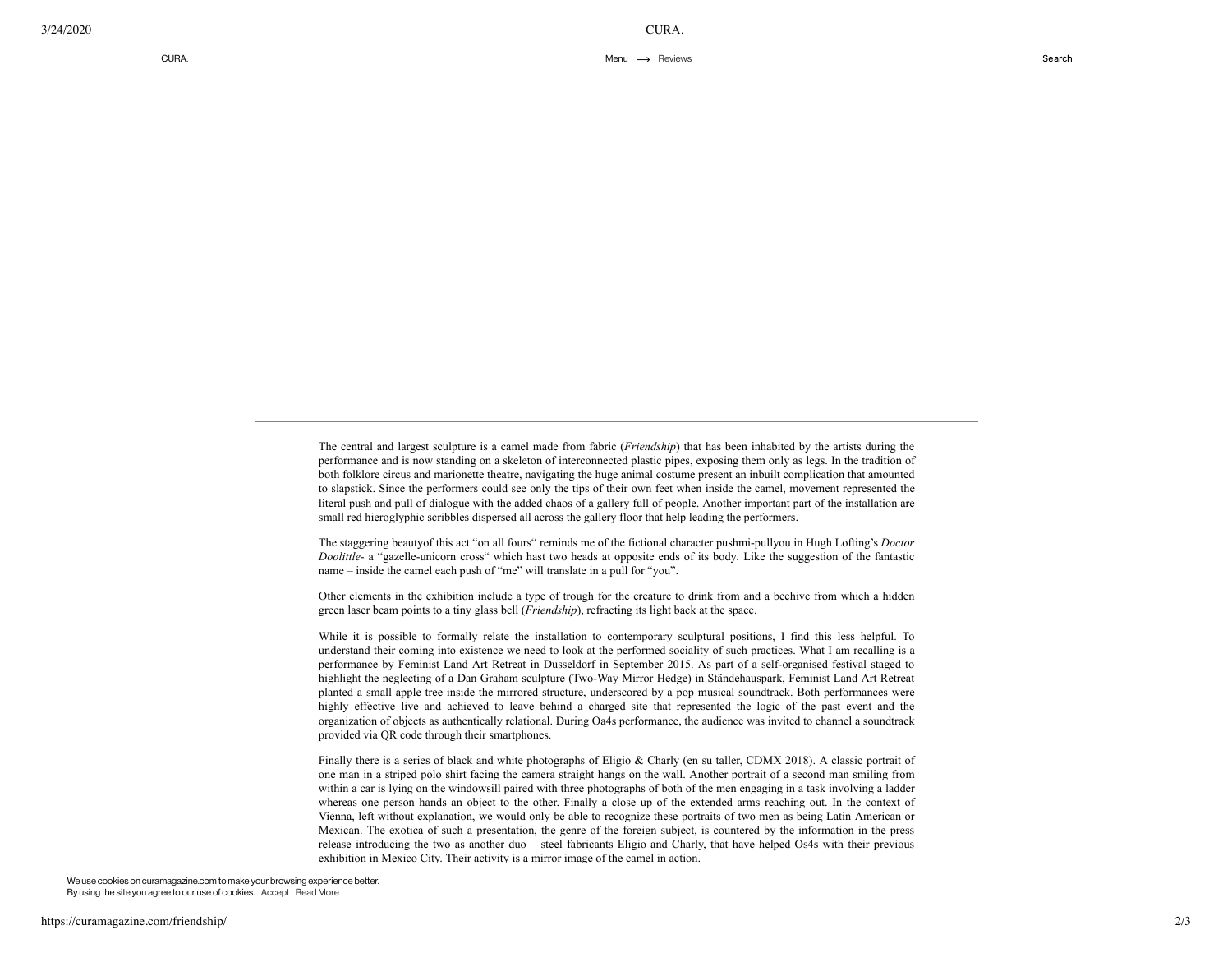The central and largest sculpture is a camel made from fabric (*Friendship*) that has been inhabited by the artists during the performance and is now standing on a skeleton of interconnected plastic pipes, exposing them only as legs. In the tradition of both folklore circus and marionette theatre, navigating the huge animal costume present an inbuilt complication that amounted to slapstick. Since the performers could see only the tips of their own feet when inside the camel, movement represented the literal push and pull of dialogue with the added chaos of a gallery full of people. Another important part of the installation are small red hieroglyphic scribbles dispersed all across the gallery floor that help leading the performers.

The staggering beautyof this act "on all fours" reminds me of the fictional character pushmi-pullyou in Hugh Lofting's *Doctor Doolittle*- a "gazelle-unicorn cross" which hast two heads at opposite ends of its body. Like the suggestion of the fantastic name – inside the camel each push of "me" will translate in a pull for "you".

Other elements in the exhibition include a type of trough for the creature to drink from and a beehive from which a hidden green laser beam points to a tiny glass bell (*Friendship*), refracting its light back at the space.

While it is possible to formally relate the installation to contemporary sculptural positions, I find this less helpful. To understand their coming into existence we need to look at the performed sociality of such practices. What I am recalling is a performance by Feminist Land Art Retreat in Dusseldorf in September 2015. As part of a self-organised festival staged to highlight the neglecting of a Dan Graham sculpture (Two-Way Mirror Hedge) in Ständehauspark, Feminist Land Art Retreat planted a small apple tree inside the mirrored structure, underscored by a pop musical soundtrack. Both performances were highly effective live and achieved to leave behind a charged site that represented the logic of the past event and the organization of objects as authentically relational. During Oa4s performance, the audience was invited to channel a soundtrack provided via QR code through their smartphones.

Finally there is a series of black and white photographs of Eligio & Charly (en su taller, CDMX 2018). A classic portrait of one man in a striped polo shirt facing the camera straight hangs on the wall. Another portrait of a second man smiling from within a car is lying on the windowsill paired with three photographs of both of the men engaging in a task involving a ladder whereas one person hands an object to the other. Finally a close up of the extended arms reaching out. In the context of Vienna, left without explanation, we would only be able to recognize these portraits of two men as being Latin American or Mexican. The exotica of such a presentation, the genre of the foreign subject, is countered by the information in the press release introducing the two as another duo – steel fabricants Eligio and Charly, that have helped Os4s with their previous exhibition in Mexico City. Their activity is a mirror image of the camel in action.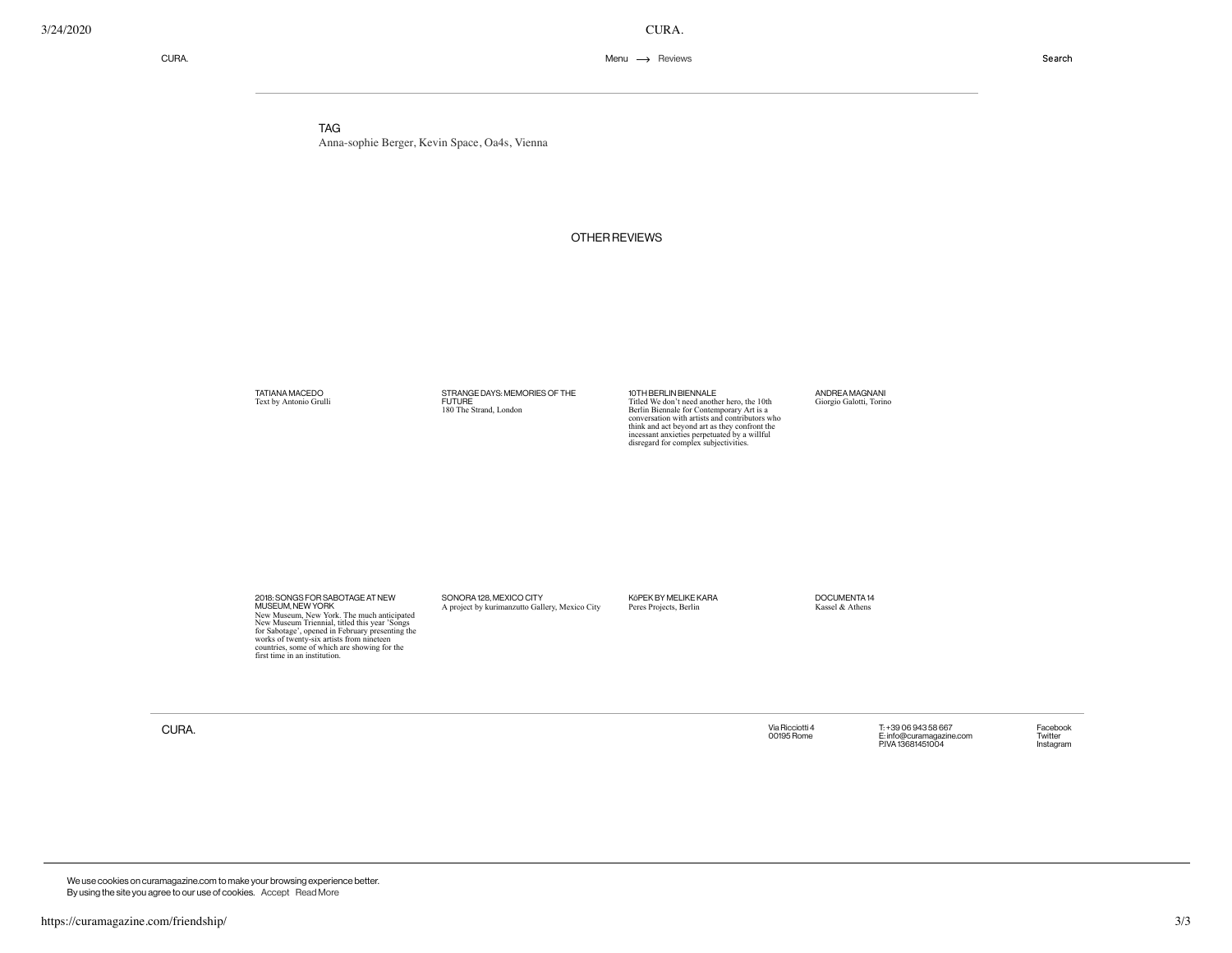CURA.

Menu ⟶ Reviews

Search

TAG

Anna-sophie Berger, Kevin Space, Oa4s, Vienna

## OTHER REVIEWS

TATIANA MACEDO
Text by Antonio Grulli

STRANGE DAYS: MEMORIES OF THE FUTURE
180 The Strand, London

10TH BERLIN BIENNALE
Titled We don't need another hero, the 10th Berlin Biennale for Contemporary Art is a conversation with artists and contributors who think and act beyond art as they confront the incessant anxieties perpetuated by a willful disregard for complex subjectivities.

ANDREA MAGNANI
Giorgio Galotti, Torino

2018: SONGS FOR SABOTAGE AT NEW MUSEUM, NEW YORK
New Museum, New York. The much anticipated New Museum Triennial, titled this year 'Songs for Sabotage', opened in February presenting the works of twenty-six artists from nineteen countries, some of which are showing for the first time in an institution.

SONORA 128, MEXICO CITY
A project by kurimanzutto Gallery, Mexico City

KöPEK BY MELIKE KARA
Peres Projects, Berlin

DOCUMENTA 14
Kassel & Athens

CURA.

Via Ricciotti 4
00195 Rome

T: +39 06 943 58 667
E: info@curamagazine.com
P.IVA 13681451004

Facebook
Twitter
Instagram

We use cookies on curamagazine.com to make your browsing experience better.
By using the site you agree to our use of cookies. Accept Read More